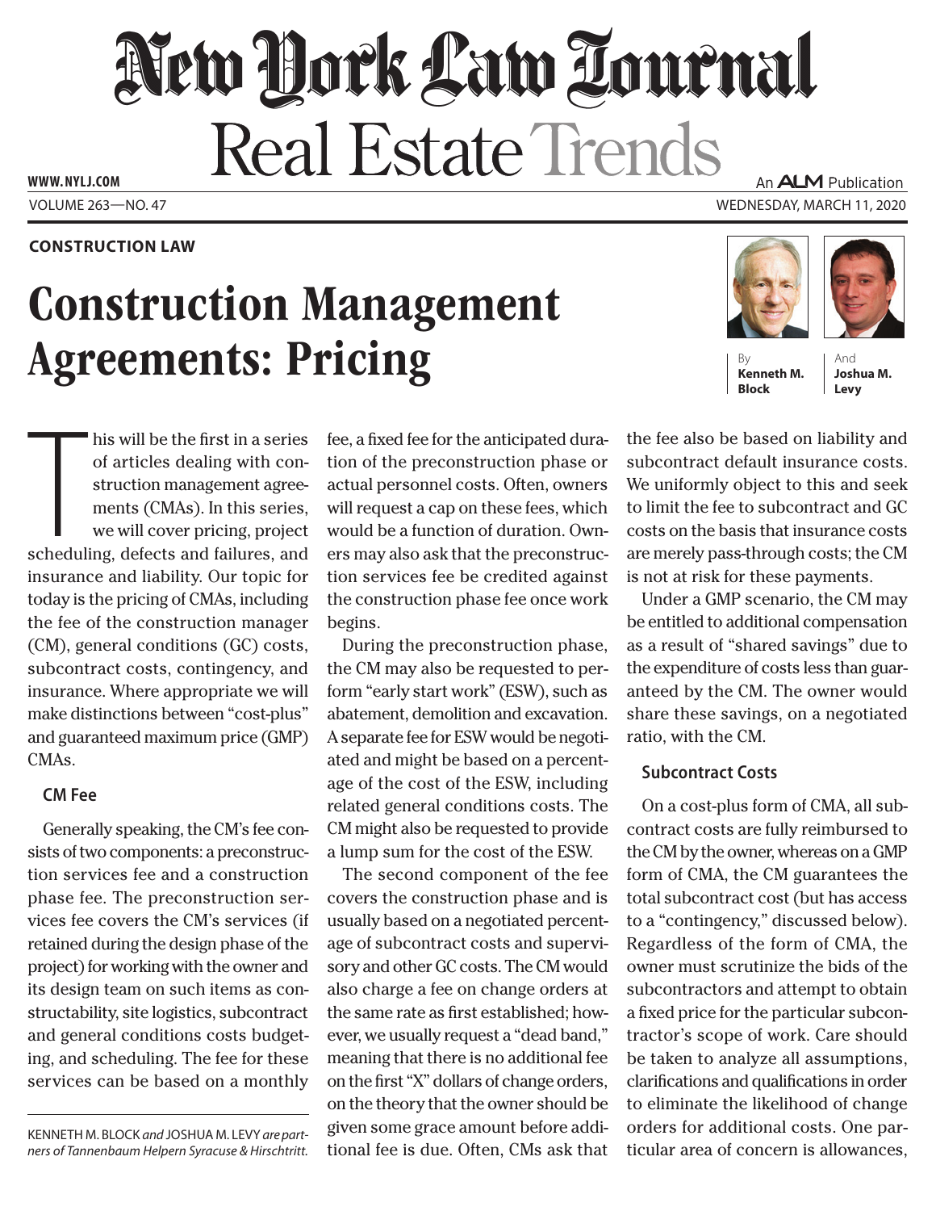# New York Law Journal

## Real Estate Trends

**CONSTRUCTION LAW**

# Construction Management Agreements: Pricing

By **Kenneth M. Block** And **Joshua M. Levy**

This will be the first in a series of articles dealing with construction management agreements (CMAs). In this series, we will cover pricing, project scheduling, defects and failures, and insurance and liability. Our topic for today is the pricing of CMAs, including the fee of the construction manager (CM), general conditions (GC) costs, subcontract costs, contingency, and insurance. Where appropriate we will make distinctions between "cost-plus" and guaranteed maximum price (GMP) CMAs.

### CM Fee

Generally speaking, the CM's fee consists of two components: a preconstruction services fee and a construction phase fee. The preconstruction services fee covers the CM's services (if retained during the design phase of the project) for working with the owner and its design team on such items as constructability, site logistics, subcontract and general conditions costs budgeting, and scheduling. The fee for these services can be based on a monthly fee, a fixed fee for the anticipated duration of the preconstruction phase or actual personnel costs. Often, owners will request a cap on these fees, which would be a function of duration. Owners may also ask that the preconstruction services fee be credited against the construction phase fee once work begins.

During the preconstruction phase, the CM may also be requested to perform "early start work" (ESW), such as abatement, demolition and excavation. A separate fee for ESW would be negotiated and might be based on a percentage of the cost of the ESW, including related general conditions costs. The CM might also be requested to provide a lump sum for the cost of the ESW.

The second component of the fee covers the construction phase and is usually based on a negotiated percentage of subcontract costs and supervisory and other GC costs. The CM would also charge a fee on change orders at the same rate as first established; however, we usually request a "dead band," meaning that there is no additional fee on the first "X" dollars of change orders, on the theory that the owner should be given some grace amount before additional fee is due. Often, CMs ask that the fee also be based on liability and subcontract default insurance costs. We uniformly object to this and seek to limit the fee to subcontract and GC costs on the basis that insurance costs are merely pass-through costs; the CM is not at risk for these payments.

Under a GMP scenario, the CM may be entitled to additional compensation as a result of "shared savings" due to the expenditure of costs less than guaranteed by the CM. The owner would share these savings, on a negotiated ratio, with the CM.

### Subcontract Costs

On a cost-plus form of CMA, all subcontract costs are fully reimbursed to the CM by the owner, whereas on a GMP form of CMA, the CM guarantees the total subcontract cost (but has access to a "contingency," discussed below). Regardless of the form of CMA, the owner must scrutinize the bids of the subcontractors and attempt to obtain a fixed price for the particular subcontractor's scope of work. Care should be taken to analyze all assumptions, clarifications and qualifications in order to eliminate the likelihood of change orders for additional costs. One particular area of concern is allowances,

KENNETH M. BLOCK *and* JOSHUA M. LEVY *are partners of Tannenbaum Helpern Syracuse & Hirschtritt.*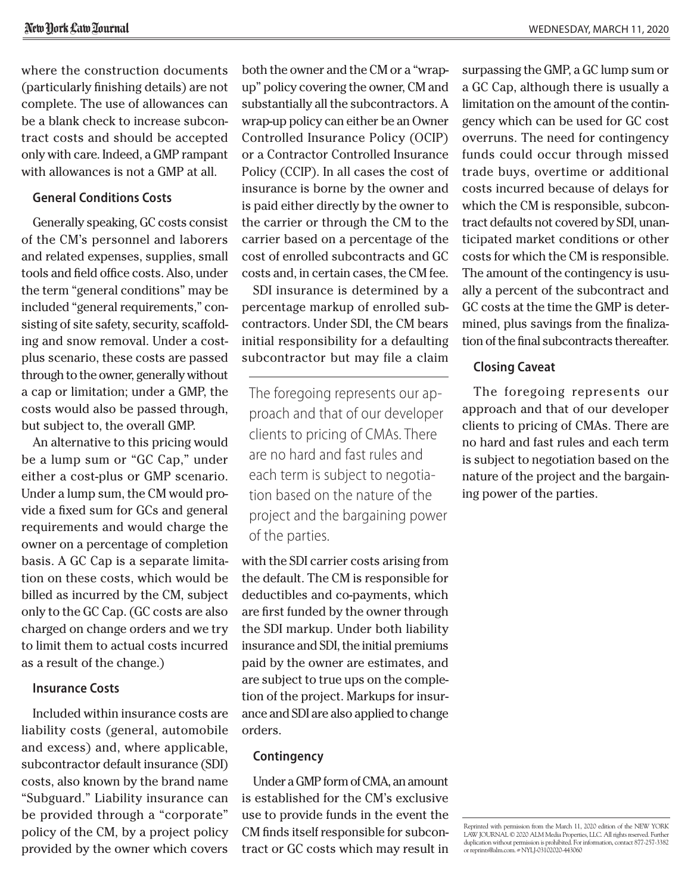where the construction documents (particularly finishing details) are not complete. The use of allowances can be a blank check to increase subcontract costs and should be accepted only with care. Indeed, a GMP rampant with allowances is not a GMP at all.

### General Conditions Costs

Generally speaking, GC costs consist of the CM's personnel and laborers and related expenses, supplies, small tools and field office costs. Also, under the term "general conditions" may be included "general requirements," consisting of site safety, security, scaffolding and snow removal. Under a cost-plus scenario, these costs are passed through to the owner, generally without a cap or limitation; under a GMP, the costs would also be passed through, but subject to, the overall GMP.

An alternative to this pricing would be a lump sum or "GC Cap," under either a cost-plus or GMP scenario. Under a lump sum, the CM would provide a fixed sum for GCs and general requirements and would charge the owner on a percentage of completion basis. A GC Cap is a separate limitation on these costs, which would be billed as incurred by the CM, subject only to the GC Cap. (GC costs are also charged on change orders and we try to limit them to actual costs incurred as a result of the change.)

### Insurance Costs

Included within insurance costs are liability costs (general, automobile and excess) and, where applicable, subcontractor default insurance (SDI) costs, also known by the brand name "Subguard." Liability insurance can be provided through a "corporate" policy of the CM, by a project policy provided by the owner which covers both the owner and the CM or a "wrap-up" policy covering the owner, CM and substantially all the subcontractors. A wrap-up policy can either be an Owner Controlled Insurance Policy (OCIP) or a Contractor Controlled Insurance Policy (CCIP). In all cases the cost of insurance is borne by the owner and is paid either directly by the owner to the carrier or through the CM to the carrier based on a percentage of the cost of enrolled subcontracts and GC costs and, in certain cases, the CM fee.

SDI insurance is determined by a percentage markup of enrolled subcontractors. Under SDI, the CM bears initial responsibility for a defaulting subcontractor but may file a claim with the SDI carrier costs arising from the default. The CM is responsible for deductibles and co-payments, which are first funded by the owner through the SDI markup. Under both liability insurance and SDI, the initial premiums paid by the owner are estimates, and are subject to true ups on the completion of the project. Markups for insurance and SDI are also applied to change orders.

### Contingency

Under a GMP form of CMA, an amount is established for the CM's exclusive use to provide funds in the event the CM finds itself responsible for subcontract or GC costs which may result in surpassing the GMP, a GC lump sum or a GC Cap, although there is usually a limitation on the amount of the contingency which can be used for GC cost overruns. The need for contingency funds could occur through missed trade buys, overtime or additional costs incurred because of delays for which the CM is responsible, subcontract defaults not covered by SDI, unanticipated market conditions or other costs for which the CM is responsible. The amount of the contingency is usually a percent of the subcontract and GC costs at the time the GMP is determined, plus savings from the finalization of the final subcontracts thereafter.

### Closing Caveat

The foregoing represents our approach and that of our developer clients to pricing of CMAs. There are no hard and fast rules and each term is subject to negotiation based on the nature of the project and the bargaining power of the parties.

Reprinted with permission from the March 11, 2020 edition of the NEW YORK LAW JOURNAL © 2020 ALM Media Properties, LLC. All rights reserved. Further duplication without permission is prohibited. For information, contact 877-257-3382 or reprints@alm.com. # NYLJ-03102020-443060